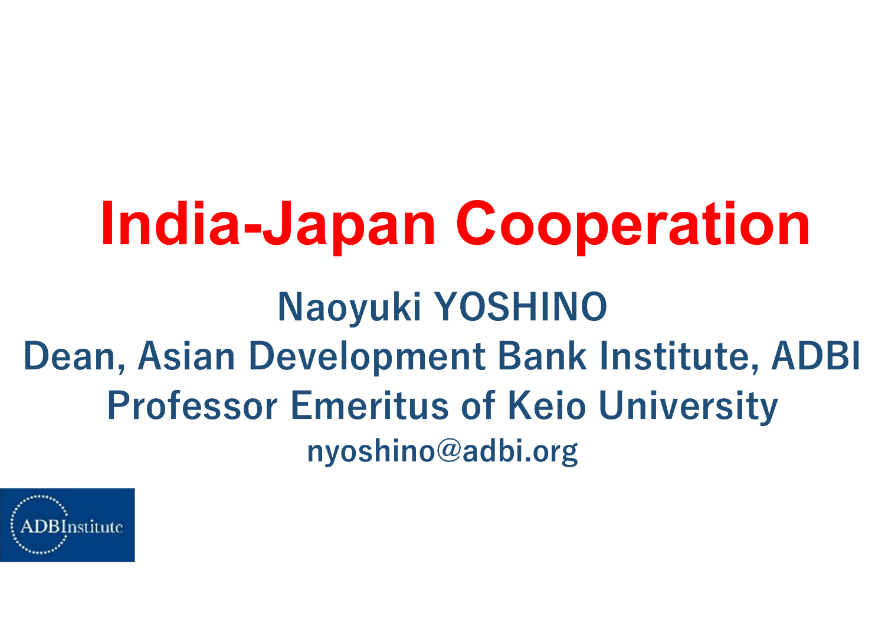# India-Japan Cooperation

**Naoyuki YOSHINO**

**Dean, Asian Development Bank Institute, ADBI**

**Professor Emeritus of Keio University**

**nyoshino@adbi.org**

ADBInstitute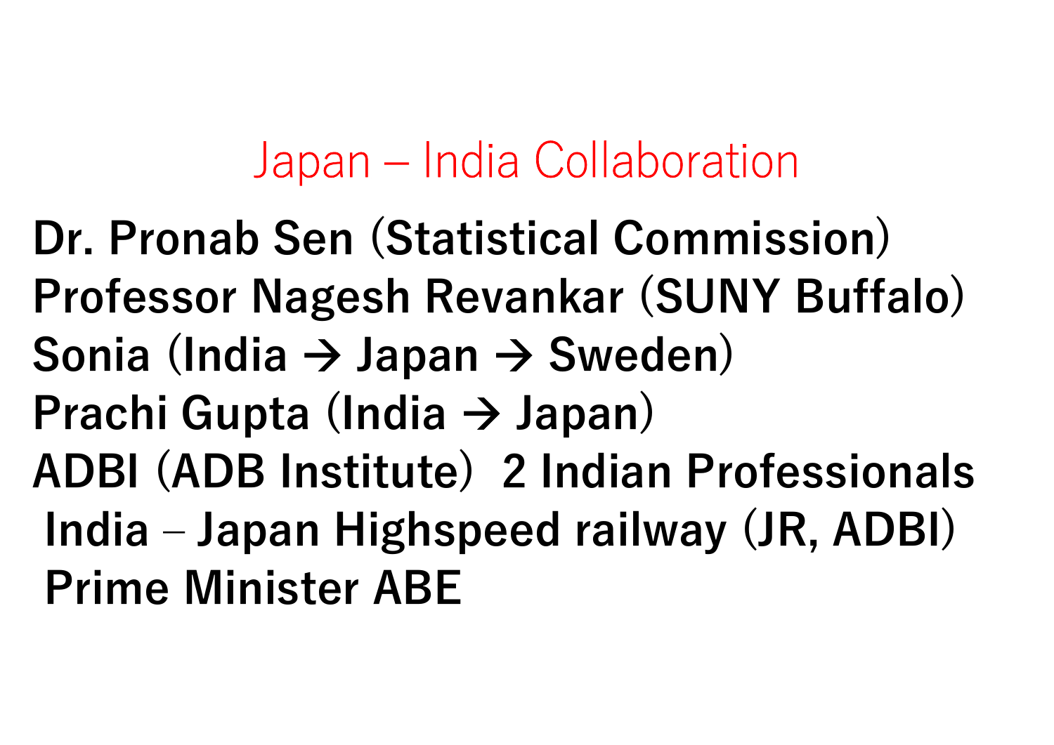# Japan – India Collaboration

**Dr. Pronab Sen (Statistical Commission)**
**Professor Nagesh Revankar (SUNY Buffalo)**
**Sonia (India → Japan → Sweden)**
**Prachi Gupta (India → Japan)**
**ADBI (ADB Institute) 2 Indian Professionals**
**India – Japan Highspeed railway (JR, ADBI)**
**Prime Minister ABE**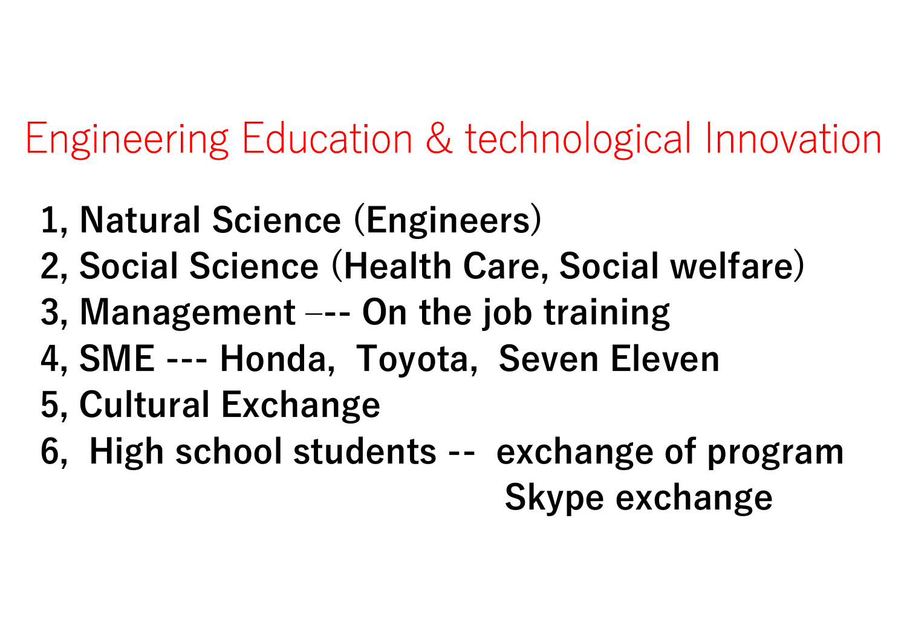# Engineering Education & technological Innovation

**1, Natural Science (Engineers)**
**2, Social Science (Health Care, Social welfare)**
**3, Management –-- On the job training**
**4, SME --- Honda, Toyota, Seven Eleven**
**5, Cultural Exchange**
**6, High school students -- exchange of program**
**Skype exchange**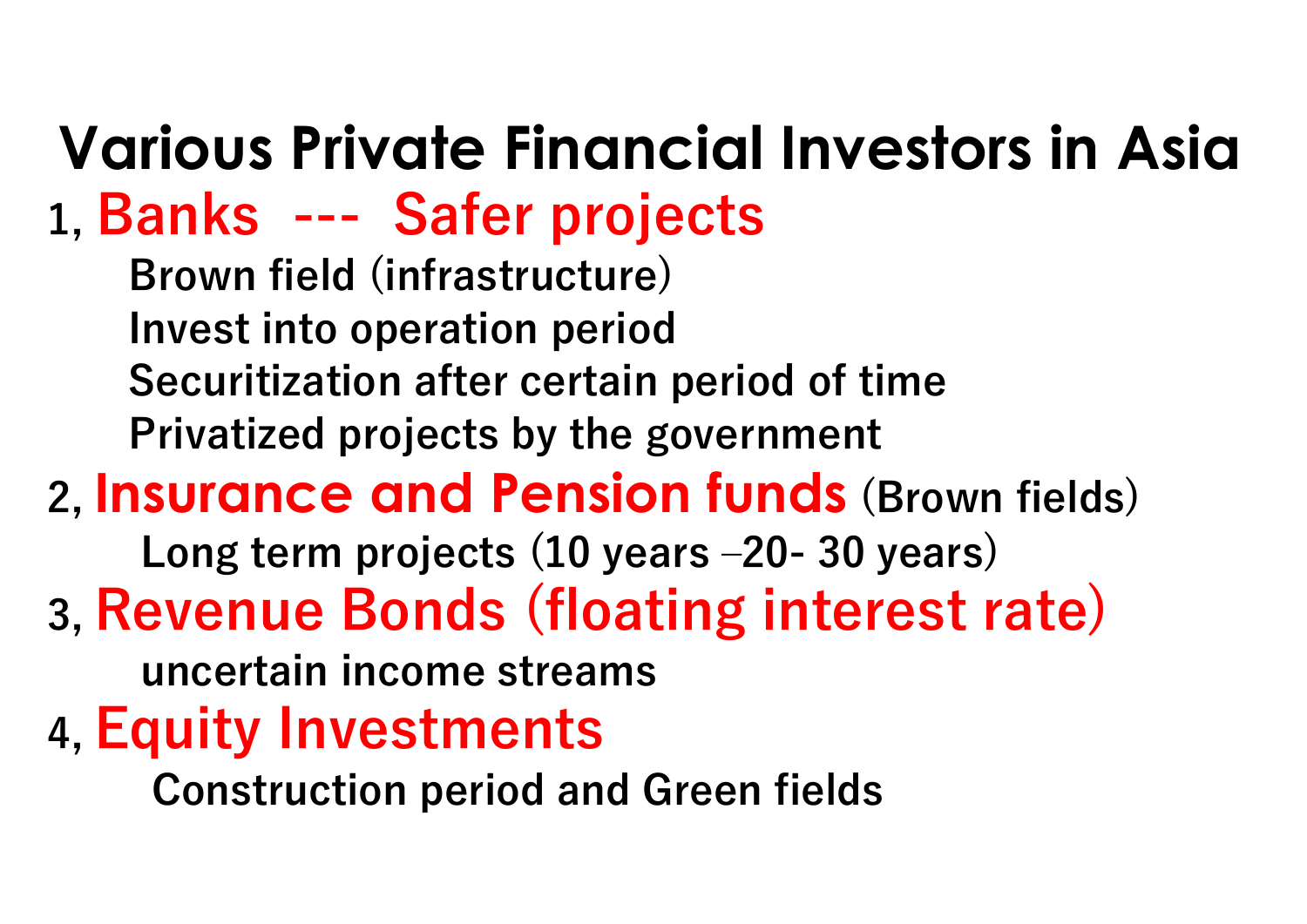# Various Private Financial Investors in Asia

1, **Banks --- Safer projects**

- Brown field (infrastructure)
- Invest into operation period
- Securitization after certain period of time
- Privatized projects by the government

2, **Insurance and Pension funds** (Brown fields)

- Long term projects (10 years –20- 30 years)

3, **Revenue Bonds (floating interest rate)**

- uncertain income streams

4, **Equity Investments**

- Construction period and Green fields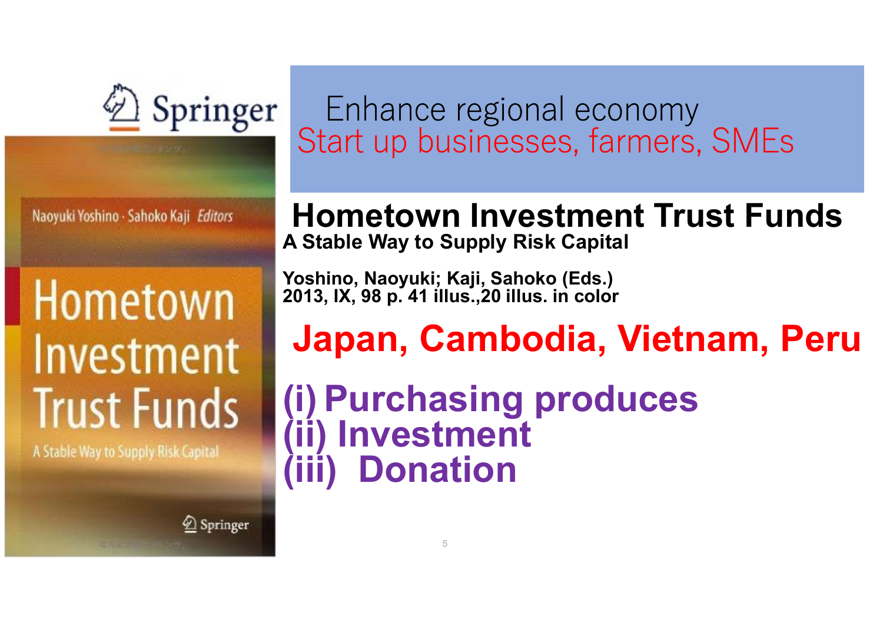Springer

Naoyuki Yoshino · Sahoko Kaji *Editors*

Hometown Investment Trust Funds

A Stable Way to Supply Risk Capital

Springer

Enhance regional economy
Start up businesses, farmers, SMEs

## Hometown Investment Trust Funds

**A Stable Way to Supply Risk Capital**

**Yoshino, Naoyuki; Kaji, Sahoko (Eds.)**
**2013, IX, 98 p. 41 illus.,20 illus. in color**

## Japan, Cambodia, Vietnam, Peru

**(i) Purchasing produces**
**(ii) Investment**
**(iii) Donation**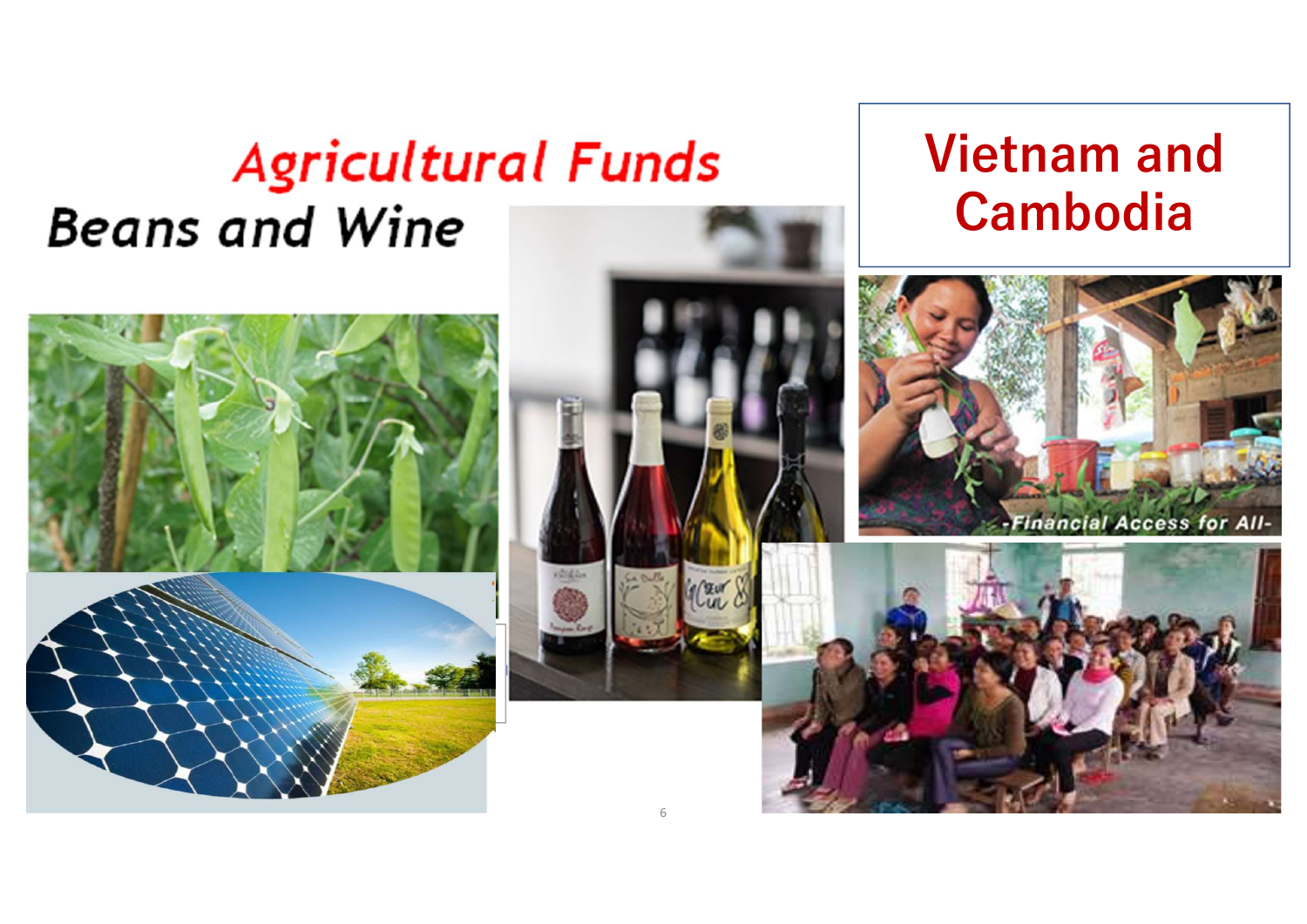# Agricultural Funds

## Beans and Wine

## Vietnam and Cambodia